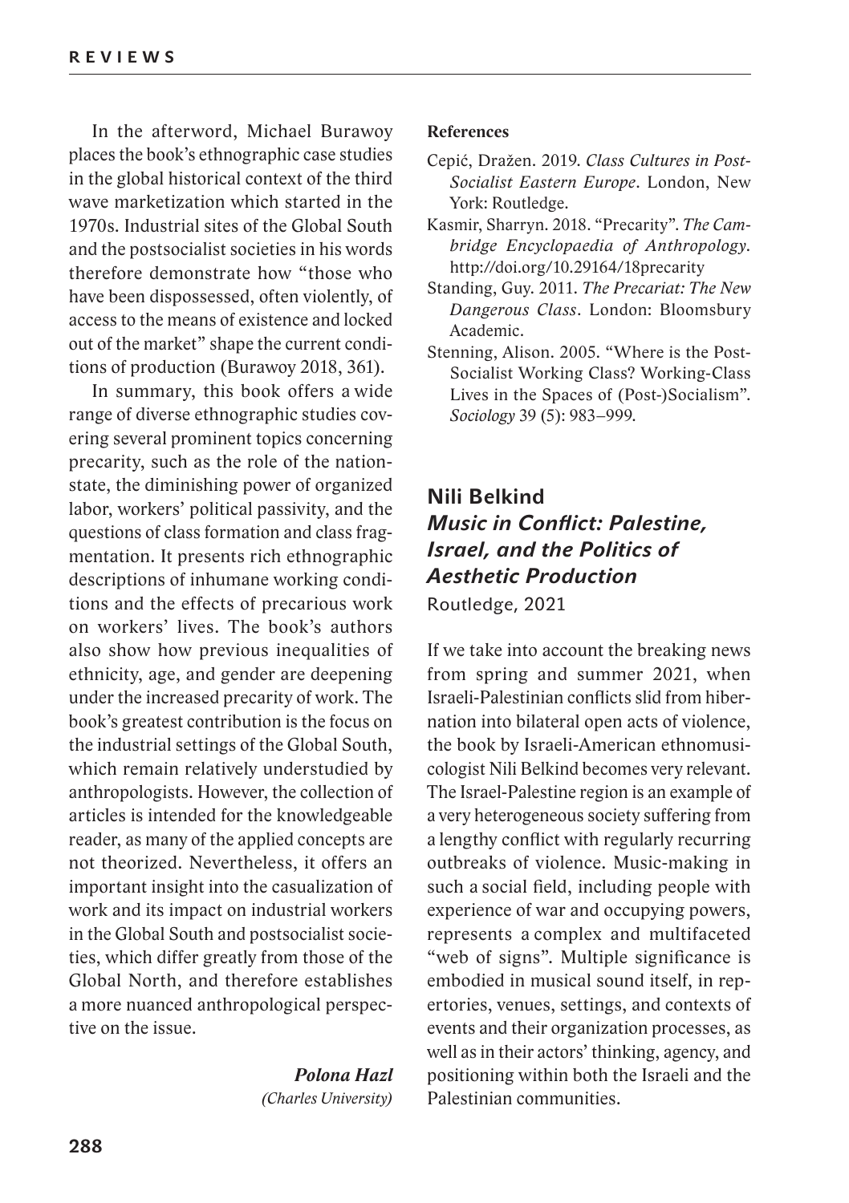In the afterword, Michael Burawoy places the book's ethnographic case studies in the global historical context of the third wave marketization which started in the 1970s. Industrial sites of the Global South and the postsocialist societies in his words therefore demonstrate how "those who have been dispossessed, often violently, of access to the means of existence and locked out of the market" shape the current conditions of production (Burawoy 2018, 361).

In summary, this book offers a wide range of diverse ethnographic studies covering several prominent topics concerning precarity, such as the role of the nation-state, the diminishing power of organized labor, workers' political passivity, and the questions of class formation and class fragmentation. It presents rich ethnographic descriptions of inhumane working conditions and the effects of precarious work on workers' lives. The book's authors also show how previous inequalities of ethnicity, age, and gender are deepening under the increased precarity of work. The book's greatest contribution is the focus on the industrial settings of the Global South, which remain relatively understudied by anthropologists. However, the collection of articles is intended for the knowledgeable reader, as many of the applied concepts are not theorized. Nevertheless, it offers an important insight into the casualization of work and its impact on industrial workers in the Global South and postsocialist societies, which differ greatly from those of the Global North, and therefore establishes a more nuanced anthropological perspective on the issue.

***Polona Hazl***
*(Charles University)*

**References**

Cepić, Dražen. 2019. *Class Cultures in Post-Socialist Eastern Europe*. London, New York: Routledge.

Kasmir, Sharryn. 2018. "Precarity". *The Cambridge Encyclopaedia of Anthropology*. http://doi.org/10.29164/18precarity

Standing, Guy. 2011. *The Precariat: The New Dangerous Class*. London: Bloomsbury Academic.

Stenning, Alison. 2005. "Where is the Post-Socialist Working Class? Working-Class Lives in the Spaces of (Post-)Socialism". *Sociology* 39 (5): 983–999.

## Nili Belkind
## *Music in Conflict: Palestine, Israel, and the Politics of Aesthetic Production*
Routledge, 2021

If we take into account the breaking news from spring and summer 2021, when Israeli-Palestinian conflicts slid from hibernation into bilateral open acts of violence, the book by Israeli-American ethnomusicologist Nili Belkind becomes very relevant. The Israel-Palestine region is an example of a very heterogeneous society suffering from a lengthy conflict with regularly recurring outbreaks of violence. Music-making in such a social field, including people with experience of war and occupying powers, represents a complex and multifaceted "web of signs". Multiple significance is embodied in musical sound itself, in repertories, venues, settings, and contexts of events and their organization processes, as well as in their actors' thinking, agency, and positioning within both the Israeli and the Palestinian communities.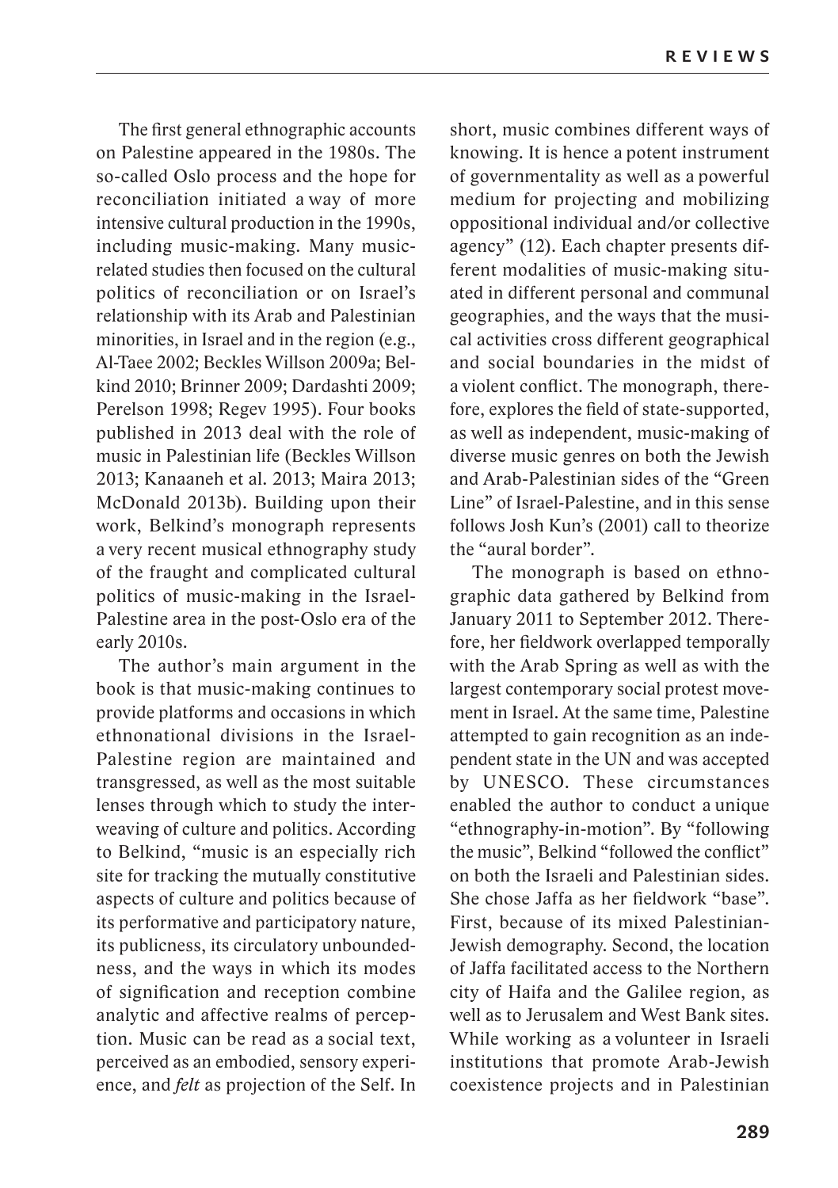The first general ethnographic accounts on Palestine appeared in the 1980s. The so-called Oslo process and the hope for reconciliation initiated a way of more intensive cultural production in the 1990s, including music-making. Many music-related studies then focused on the cultural politics of reconciliation or on Israel's relationship with its Arab and Palestinian minorities, in Israel and in the region (e.g., Al-Taee 2002; Beckles Willson 2009a; Belkind 2010; Brinner 2009; Dardashti 2009; Perelson 1998; Regev 1995). Four books published in 2013 deal with the role of music in Palestinian life (Beckles Willson 2013; Kanaaneh et al. 2013; Maira 2013; McDonald 2013b). Building upon their work, Belkind's monograph represents a very recent musical ethnography study of the fraught and complicated cultural politics of music-making in the Israel-Palestine area in the post-Oslo era of the early 2010s.

The author's main argument in the book is that music-making continues to provide platforms and occasions in which ethnonational divisions in the Israel-Palestine region are maintained and transgressed, as well as the most suitable lenses through which to study the interweaving of culture and politics. According to Belkind, "music is an especially rich site for tracking the mutually constitutive aspects of culture and politics because of its performative and participatory nature, its publicness, its circulatory unboundedness, and the ways in which its modes of signification and reception combine analytic and affective realms of perception. Music can be read as a social text, perceived as an embodied, sensory experience, and *felt* as projection of the Self. In short, music combines different ways of knowing. It is hence a potent instrument of governmentality as well as a powerful medium for projecting and mobilizing oppositional individual and/or collective agency" (12). Each chapter presents different modalities of music-making situated in different personal and communal geographies, and the ways that the musical activities cross different geographical and social boundaries in the midst of a violent conflict. The monograph, therefore, explores the field of state-supported, as well as independent, music-making of diverse music genres on both the Jewish and Arab-Palestinian sides of the "Green Line" of Israel-Palestine, and in this sense follows Josh Kun's (2001) call to theorize the "aural border".

The monograph is based on ethnographic data gathered by Belkind from January 2011 to September 2012. Therefore, her fieldwork overlapped temporally with the Arab Spring as well as with the largest contemporary social protest movement in Israel. At the same time, Palestine attempted to gain recognition as an independent state in the UN and was accepted by UNESCO. These circumstances enabled the author to conduct a unique "ethnography-in-motion". By "following the music", Belkind "followed the conflict" on both the Israeli and Palestinian sides. She chose Jaffa as her fieldwork "base". First, because of its mixed Palestinian-Jewish demography. Second, the location of Jaffa facilitated access to the Northern city of Haifa and the Galilee region, as well as to Jerusalem and West Bank sites. While working as a volunteer in Israeli institutions that promote Arab-Jewish coexistence projects and in Palestinian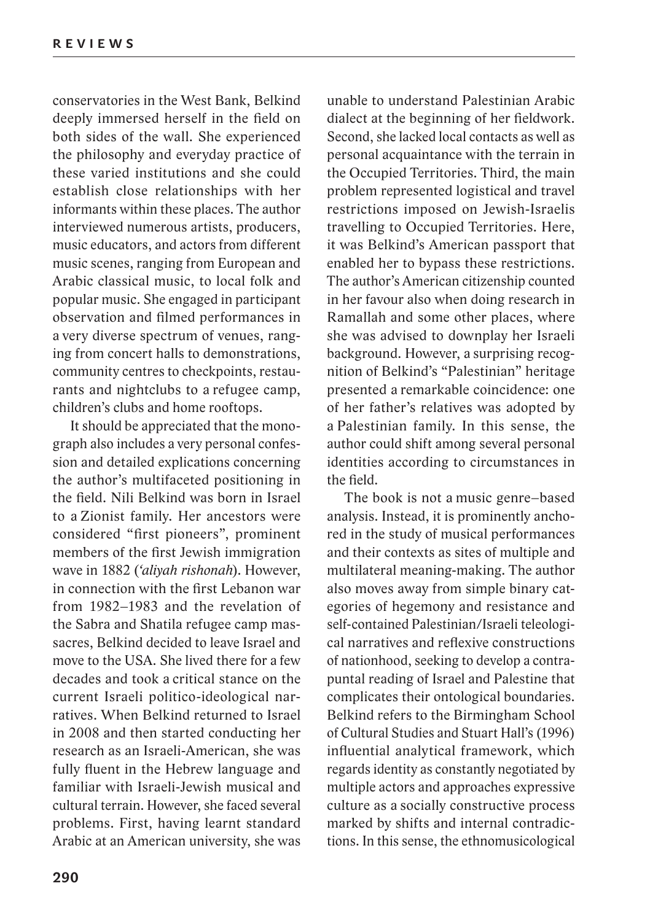conservatories in the West Bank, Belkind deeply immersed herself in the field on both sides of the wall. She experienced the philosophy and everyday practice of these varied institutions and she could establish close relationships with her informants within these places. The author interviewed numerous artists, producers, music educators, and actors from different music scenes, ranging from European and Arabic classical music, to local folk and popular music. She engaged in participant observation and filmed performances in a very diverse spectrum of venues, ranging from concert halls to demonstrations, community centres to checkpoints, restaurants and nightclubs to a refugee camp, children's clubs and home rooftops.

It should be appreciated that the monograph also includes a very personal confession and detailed explications concerning the author's multifaceted positioning in the field. Nili Belkind was born in Israel to a Zionist family. Her ancestors were considered "first pioneers", prominent members of the first Jewish immigration wave in 1882 (*'aliyah rishonah*). However, in connection with the first Lebanon war from 1982–1983 and the revelation of the Sabra and Shatila refugee camp massacres, Belkind decided to leave Israel and move to the USA. She lived there for a few decades and took a critical stance on the current Israeli politico-ideological narratives. When Belkind returned to Israel in 2008 and then started conducting her research as an Israeli-American, she was fully fluent in the Hebrew language and familiar with Israeli-Jewish musical and cultural terrain. However, she faced several problems. First, having learnt standard Arabic at an American university, she was unable to understand Palestinian Arabic dialect at the beginning of her fieldwork. Second, she lacked local contacts as well as personal acquaintance with the terrain in the Occupied Territories. Third, the main problem represented logistical and travel restrictions imposed on Jewish-Israelis travelling to Occupied Territories. Here, it was Belkind's American passport that enabled her to bypass these restrictions. The author's American citizenship counted in her favour also when doing research in Ramallah and some other places, where she was advised to downplay her Israeli background. However, a surprising recognition of Belkind's "Palestinian" heritage presented a remarkable coincidence: one of her father's relatives was adopted by a Palestinian family. In this sense, the author could shift among several personal identities according to circumstances in the field.

The book is not a music genre–based analysis. Instead, it is prominently anchored in the study of musical performances and their contexts as sites of multiple and multilateral meaning-making. The author also moves away from simple binary categories of hegemony and resistance and self-contained Palestinian/Israeli teleological narratives and reflexive constructions of nationhood, seeking to develop a contrapuntal reading of Israel and Palestine that complicates their ontological boundaries. Belkind refers to the Birmingham School of Cultural Studies and Stuart Hall's (1996) influential analytical framework, which regards identity as constantly negotiated by multiple actors and approaches expressive culture as a socially constructive process marked by shifts and internal contradictions. In this sense, the ethnomusicological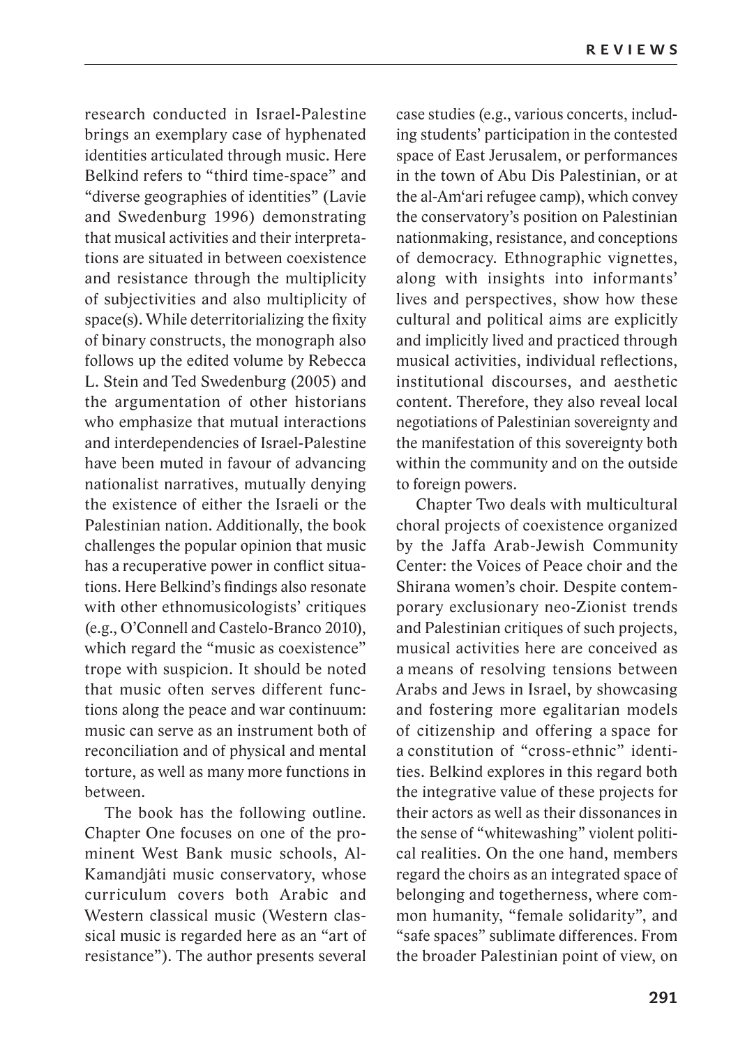research conducted in Israel-Palestine brings an exemplary case of hyphenated identities articulated through music. Here Belkind refers to "third time-space" and "diverse geographies of identities" (Lavie and Swedenburg 1996) demonstrating that musical activities and their interpretations are situated in between coexistence and resistance through the multiplicity of subjectivities and also multiplicity of space(s). While deterritorializing the fixity of binary constructs, the monograph also follows up the edited volume by Rebecca L. Stein and Ted Swedenburg (2005) and the argumentation of other historians who emphasize that mutual interactions and interdependencies of Israel-Palestine have been muted in favour of advancing nationalist narratives, mutually denying the existence of either the Israeli or the Palestinian nation. Additionally, the book challenges the popular opinion that music has a recuperative power in conflict situations. Here Belkind's findings also resonate with other ethnomusicologists' critiques (e.g., O'Connell and Castelo-Branco 2010), which regard the "music as coexistence" trope with suspicion. It should be noted that music often serves different functions along the peace and war continuum: music can serve as an instrument both of reconciliation and of physical and mental torture, as well as many more functions in between.

The book has the following outline. Chapter One focuses on one of the prominent West Bank music schools, Al-Kamandjâti music conservatory, whose curriculum covers both Arabic and Western classical music (Western classical music is regarded here as an "art of resistance"). The author presents several case studies (e.g., various concerts, including students' participation in the contested space of East Jerusalem, or performances in the town of Abu Dis Palestinian, or at the al-Am'ari refugee camp), which convey the conservatory's position on Palestinian nationmaking, resistance, and conceptions of democracy. Ethnographic vignettes, along with insights into informants' lives and perspectives, show how these cultural and political aims are explicitly and implicitly lived and practiced through musical activities, individual reflections, institutional discourses, and aesthetic content. Therefore, they also reveal local negotiations of Palestinian sovereignty and the manifestation of this sovereignty both within the community and on the outside to foreign powers.

Chapter Two deals with multicultural choral projects of coexistence organized by the Jaffa Arab-Jewish Community Center: the Voices of Peace choir and the Shirana women's choir. Despite contemporary exclusionary neo-Zionist trends and Palestinian critiques of such projects, musical activities here are conceived as a means of resolving tensions between Arabs and Jews in Israel, by showcasing and fostering more egalitarian models of citizenship and offering a space for a constitution of "cross-ethnic" identities. Belkind explores in this regard both the integrative value of these projects for their actors as well as their dissonances in the sense of "whitewashing" violent political realities. On the one hand, members regard the choirs as an integrated space of belonging and togetherness, where common humanity, "female solidarity", and "safe spaces" sublimate differences. From the broader Palestinian point of view, on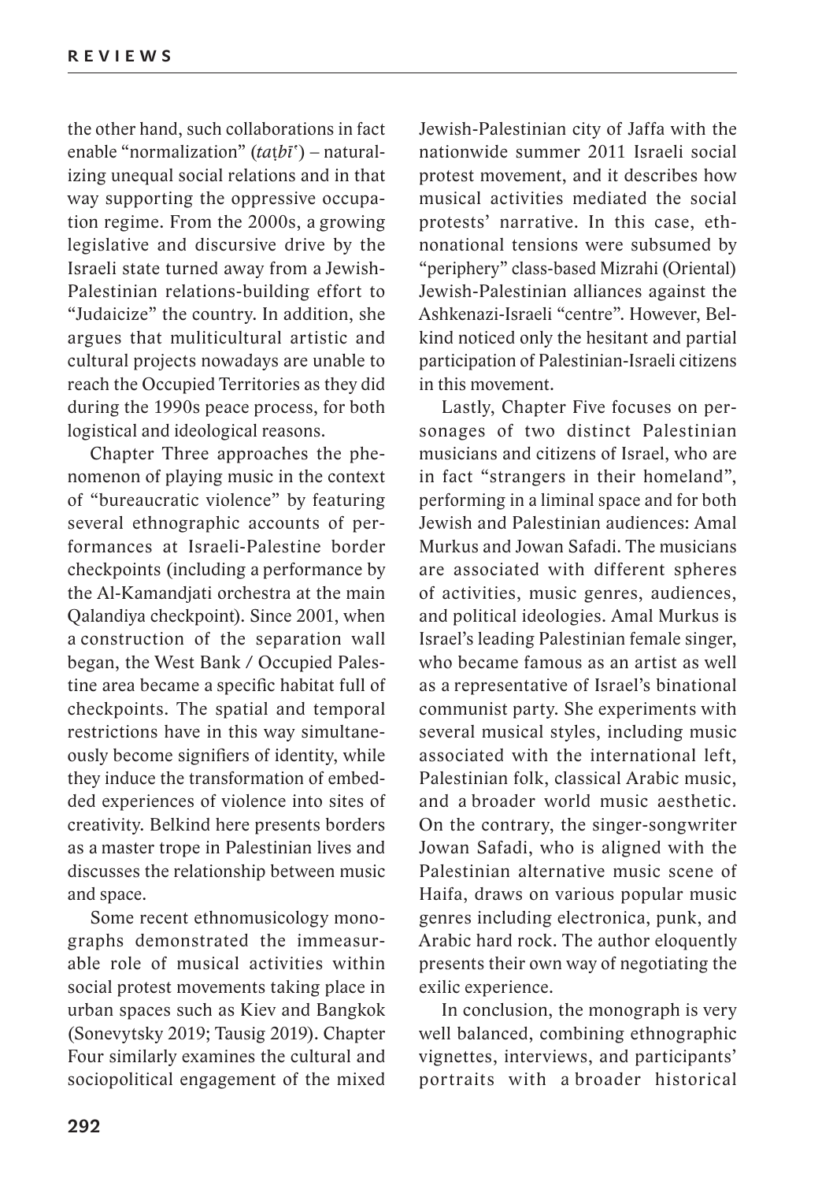the other hand, such collaborations in fact enable "normalization" (*taṭbīʿ*) – naturalizing unequal social relations and in that way supporting the oppressive occupation regime. From the 2000s, a growing legislative and discursive drive by the Israeli state turned away from a Jewish-Palestinian relations-building effort to "Judaicize" the country. In addition, she argues that muliticultural artistic and cultural projects nowadays are unable to reach the Occupied Territories as they did during the 1990s peace process, for both logistical and ideological reasons.

Chapter Three approaches the phenomenon of playing music in the context of "bureaucratic violence" by featuring several ethnographic accounts of performances at Israeli-Palestine border checkpoints (including a performance by the Al-Kamandjati orchestra at the main Qalandiya checkpoint). Since 2001, when a construction of the separation wall began, the West Bank / Occupied Palestine area became a specific habitat full of checkpoints. The spatial and temporal restrictions have in this way simultaneously become signifiers of identity, while they induce the transformation of embedded experiences of violence into sites of creativity. Belkind here presents borders as a master trope in Palestinian lives and discusses the relationship between music and space.

Some recent ethnomusicology monographs demonstrated the immeasurable role of musical activities within social protest movements taking place in urban spaces such as Kiev and Bangkok (Sonevytsky 2019; Tausig 2019). Chapter Four similarly examines the cultural and sociopolitical engagement of the mixed Jewish-Palestinian city of Jaffa with the nationwide summer 2011 Israeli social protest movement, and it describes how musical activities mediated the social protests' narrative. In this case, ethnonational tensions were subsumed by "periphery" class-based Mizrahi (Oriental) Jewish-Palestinian alliances against the Ashkenazi-Israeli "centre". However, Belkind noticed only the hesitant and partial participation of Palestinian-Israeli citizens in this movement.

Lastly, Chapter Five focuses on personages of two distinct Palestinian musicians and citizens of Israel, who are in fact "strangers in their homeland", performing in a liminal space and for both Jewish and Palestinian audiences: Amal Murkus and Jowan Safadi. The musicians are associated with different spheres of activities, music genres, audiences, and political ideologies. Amal Murkus is Israel's leading Palestinian female singer, who became famous as an artist as well as a representative of Israel's binational communist party. She experiments with several musical styles, including music associated with the international left, Palestinian folk, classical Arabic music, and a broader world music aesthetic. On the contrary, the singer-songwriter Jowan Safadi, who is aligned with the Palestinian alternative music scene of Haifa, draws on various popular music genres including electronica, punk, and Arabic hard rock. The author eloquently presents their own way of negotiating the exilic experience.

In conclusion, the monograph is very well balanced, combining ethnographic vignettes, interviews, and participants' portraits with a broader historical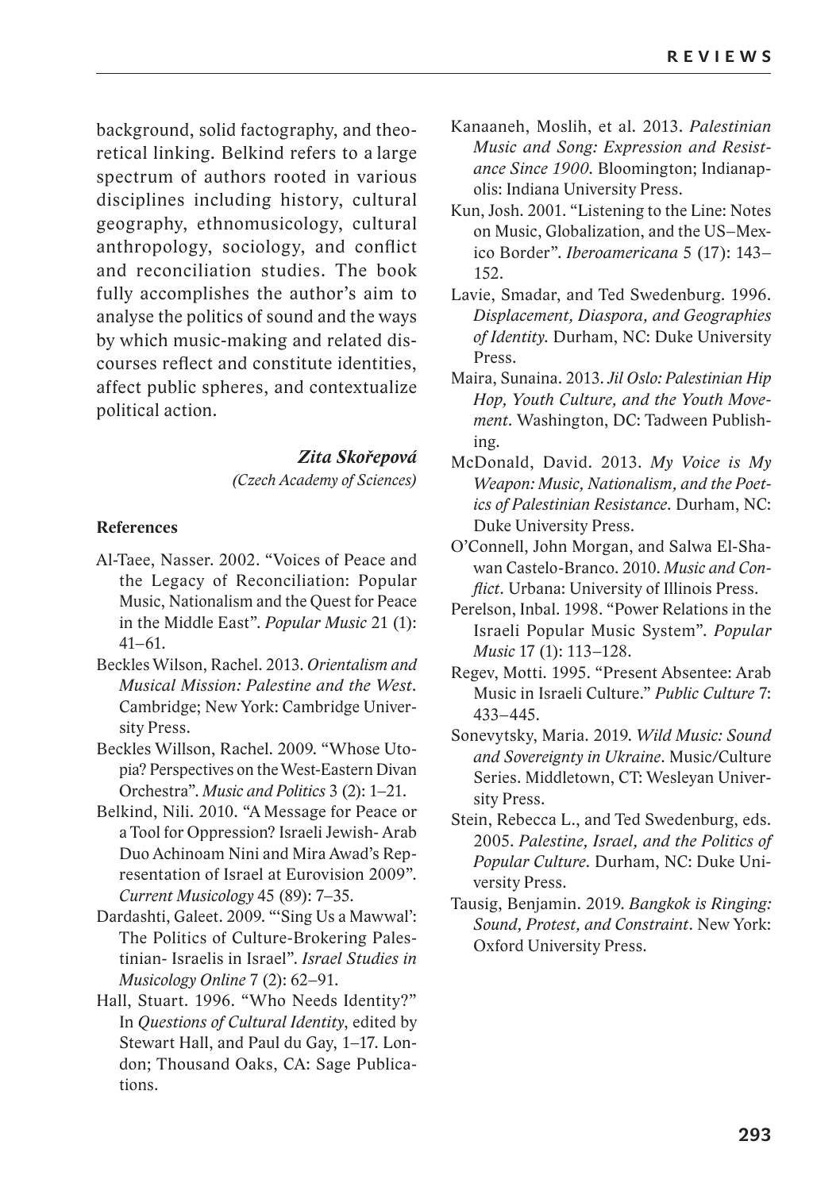background, solid factography, and theoretical linking. Belkind refers to a large spectrum of authors rooted in various disciplines including history, cultural geography, ethnomusicology, cultural anthropology, sociology, and conflict and reconciliation studies. The book fully accomplishes the author's aim to analyse the politics of sound and the ways by which music-making and related discourses reflect and constitute identities, affect public spheres, and contextualize political action.

***Zita Skořepová***
*(Czech Academy of Sciences)*

**References**

Al-Taee, Nasser. 2002. "Voices of Peace and the Legacy of Reconciliation: Popular Music, Nationalism and the Quest for Peace in the Middle East". *Popular Music* 21 (1): 41–61.

Beckles Wilson, Rachel. 2013. *Orientalism and Musical Mission: Palestine and the West*. Cambridge; New York: Cambridge University Press.

Beckles Willson, Rachel. 2009. "Whose Utopia? Perspectives on the West-Eastern Divan Orchestra". *Music and Politics* 3 (2): 1–21.

Belkind, Nili. 2010. "A Message for Peace or a Tool for Oppression? Israeli Jewish- Arab Duo Achinoam Nini and Mira Awad's Representation of Israel at Eurovision 2009". *Current Musicology* 45 (89): 7–35.

Dardashti, Galeet. 2009. "'Sing Us a Mawwal': The Politics of Culture-Brokering Palestinian- Israelis in Israel". *Israel Studies in Musicology Online* 7 (2): 62–91.

Hall, Stuart. 1996. "Who Needs Identity?" In *Questions of Cultural Identity*, edited by Stewart Hall, and Paul du Gay, 1–17. London; Thousand Oaks, CA: Sage Publications.

Kanaaneh, Moslih, et al. 2013. *Palestinian Music and Song: Expression and Resistance Since 1900*. Bloomington; Indianapolis: Indiana University Press.

Kun, Josh. 2001. "Listening to the Line: Notes on Music, Globalization, and the US–Mexico Border". *Iberoamericana* 5 (17): 143–152.

Lavie, Smadar, and Ted Swedenburg. 1996. *Displacement, Diaspora, and Geographies of Identity*. Durham, NC: Duke University Press.

Maira, Sunaina. 2013. *Jil Oslo: Palestinian Hip Hop, Youth Culture, and the Youth Movement*. Washington, DC: Tadween Publishing.

McDonald, David. 2013. *My Voice is My Weapon: Music, Nationalism, and the Poetics of Palestinian Resistance*. Durham, NC: Duke University Press.

O'Connell, John Morgan, and Salwa El-Shawan Castelo-Branco. 2010. *Music and Conflict*. Urbana: University of Illinois Press.

Perelson, Inbal. 1998. "Power Relations in the Israeli Popular Music System". *Popular Music* 17 (1): 113–128.

Regev, Motti. 1995. "Present Absentee: Arab Music in Israeli Culture." *Public Culture* 7: 433–445.

Sonevytsky, Maria. 2019. *Wild Music: Sound and Sovereignty in Ukraine*. Music/Culture Series. Middletown, CT: Wesleyan University Press.

Stein, Rebecca L., and Ted Swedenburg, eds. 2005. *Palestine, Israel, and the Politics of Popular Culture*. Durham, NC: Duke University Press.

Tausig, Benjamin. 2019. *Bangkok is Ringing: Sound, Protest, and Constraint*. New York: Oxford University Press.